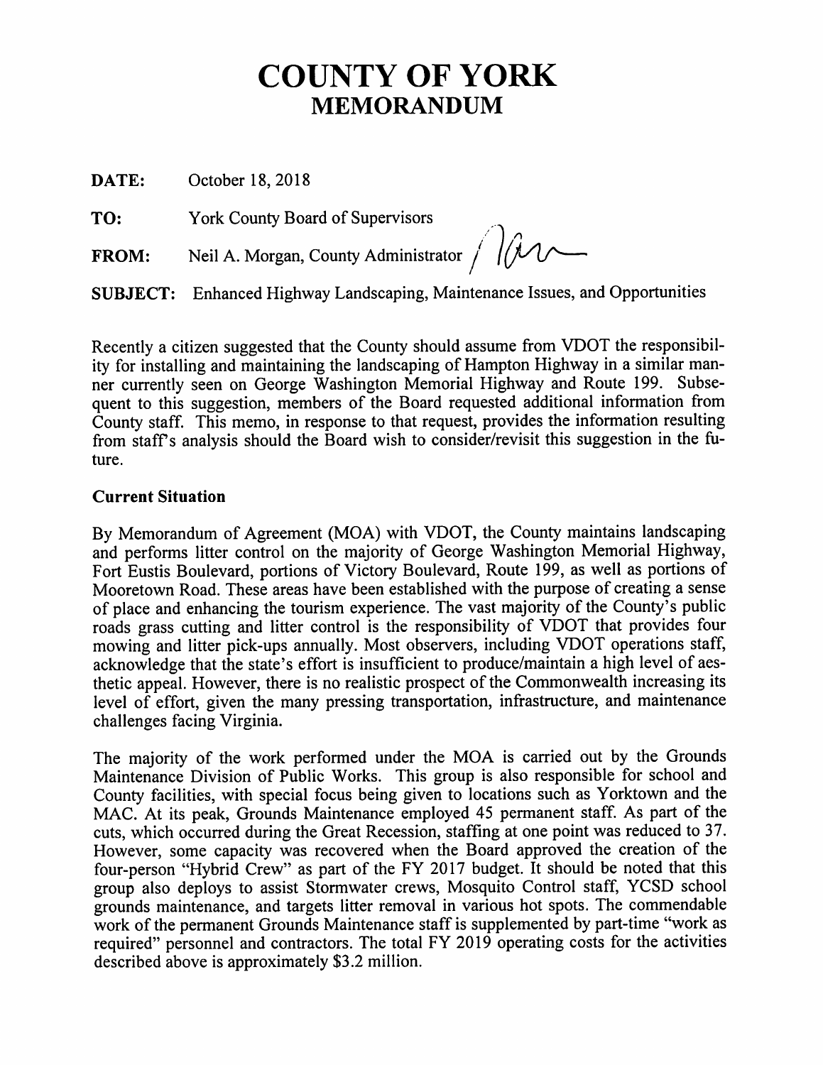# COUNTY OF YORK
## MEMORANDUM

**DATE:** October 18, 2018

**TO:** York County Board of Supervisors

**FROM:** Neil A. Morgan, County Administrator

**SUBJECT:** Enhanced Highway Landscaping, Maintenance Issues, and Opportunities

Recently a citizen suggested that the County should assume from VDOT the responsibility for installing and maintaining the landscaping of Hampton Highway in a similar manner currently seen on George Washington Memorial Highway and Route 199. Subsequent to this suggestion, members of the Board requested additional information from County staff. This memo, in response to that request, provides the information resulting from staff's analysis should the Board wish to consider/revisit this suggestion in the future.

### Current Situation

By Memorandum of Agreement (MOA) with VDOT, the County maintains landscaping and performs litter control on the majority of George Washington Memorial Highway, Fort Eustis Boulevard, portions of Victory Boulevard, Route 199, as well as portions of Mooretown Road. These areas have been established with the purpose of creating a sense of place and enhancing the tourism experience. The vast majority of the County's public roads grass cutting and litter control is the responsibility of VDOT that provides four mowing and litter pick-ups annually. Most observers, including VDOT operations staff, acknowledge that the state's effort is insufficient to produce/maintain a high level of aesthetic appeal. However, there is no realistic prospect of the Commonwealth increasing its level of effort, given the many pressing transportation, infrastructure, and maintenance challenges facing Virginia.

The majority of the work performed under the MOA is carried out by the Grounds Maintenance Division of Public Works. This group is also responsible for school and County facilities, with special focus being given to locations such as Yorktown and the MAC. At its peak, Grounds Maintenance employed 45 permanent staff. As part of the cuts, which occurred during the Great Recession, staffing at one point was reduced to 37. However, some capacity was recovered when the Board approved the creation of the four-person "Hybrid Crew" as part of the FY 2017 budget. It should be noted that this group also deploys to assist Stormwater crews, Mosquito Control staff, YCSD school grounds maintenance, and targets litter removal in various hot spots. The commendable work of the permanent Grounds Maintenance staff is supplemented by part-time "work as required" personnel and contractors. The total FY 2019 operating costs for the activities described above is approximately $3.2 million.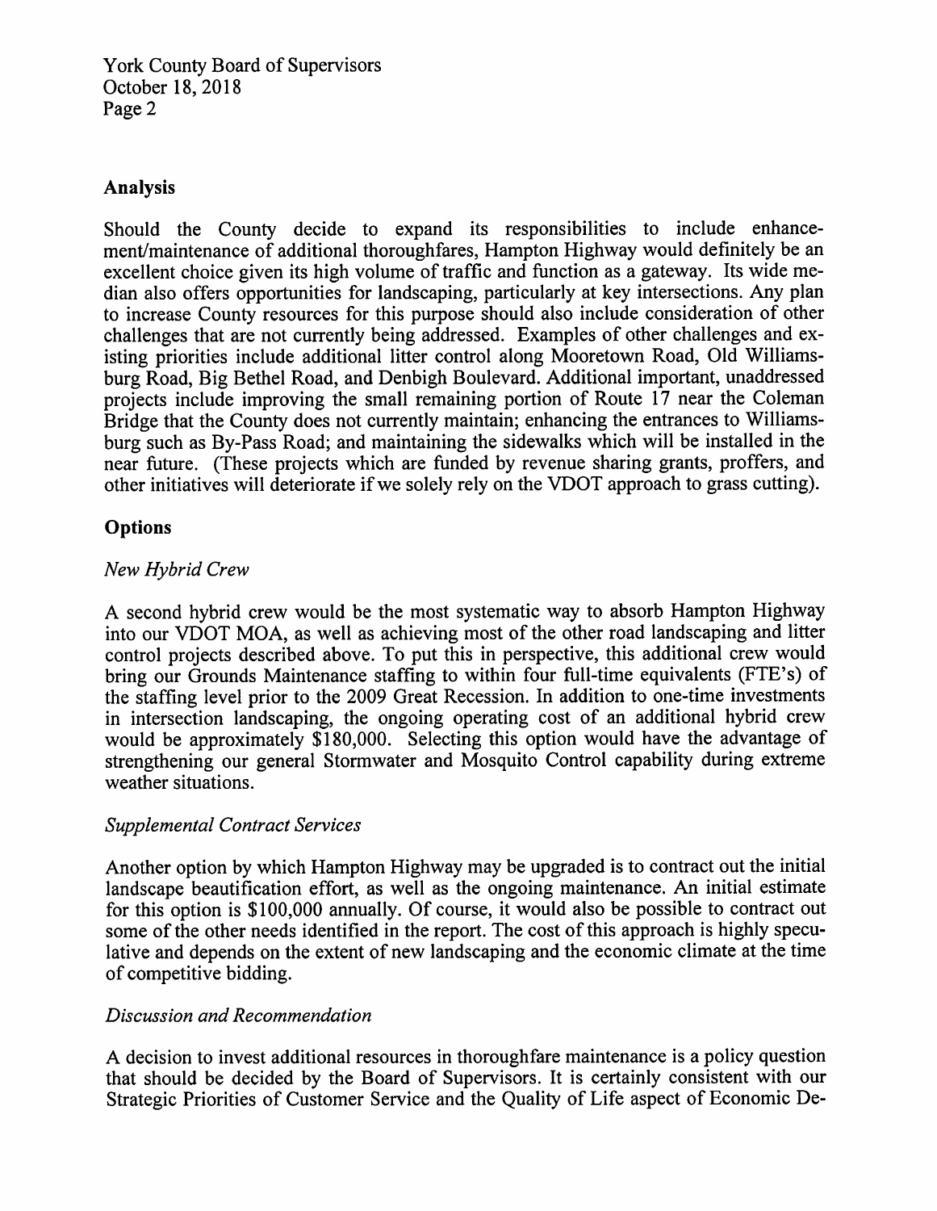## Analysis

Should the County decide to expand its responsibilities to include enhancement/maintenance of additional thoroughfares, Hampton Highway would definitely be an excellent choice given its high volume of traffic and function as a gateway. Its wide median also offers opportunities for landscaping, particularly at key intersections. Any plan to increase County resources for this purpose should also include consideration of other challenges that are not currently being addressed. Examples of other challenges and existing priorities include additional litter control along Mooretown Road, Old Williamsburg Road, Big Bethel Road, and Denbigh Boulevard. Additional important, unaddressed projects include improving the small remaining portion of Route 17 near the Coleman Bridge that the County does not currently maintain; enhancing the entrances to Williamsburg such as By-Pass Road; and maintaining the sidewalks which will be installed in the near future. (These projects which are funded by revenue sharing grants, proffers, and other initiatives will deteriorate if we solely rely on the VDOT approach to grass cutting).

## Options

*New Hybrid Crew*

A second hybrid crew would be the most systematic way to absorb Hampton Highway into our VDOT MOA, as well as achieving most of the other road landscaping and litter control projects described above. To put this in perspective, this additional crew would bring our Grounds Maintenance staffing to within four full-time equivalents (FTE's) of the staffing level prior to the 2009 Great Recession. In addition to one-time investments in intersection landscaping, the ongoing operating cost of an additional hybrid crew would be approximately $180,000. Selecting this option would have the advantage of strengthening our general Stormwater and Mosquito Control capability during extreme weather situations.

*Supplemental Contract Services*

Another option by which Hampton Highway may be upgraded is to contract out the initial landscape beautification effort, as well as the ongoing maintenance. An initial estimate for this option is $100,000 annually. Of course, it would also be possible to contract out some of the other needs identified in the report. The cost of this approach is highly speculative and depends on the extent of new landscaping and the economic climate at the time of competitive bidding.

*Discussion and Recommendation*

A decision to invest additional resources in thoroughfare maintenance is a policy question that should be decided by the Board of Supervisors. It is certainly consistent with our Strategic Priorities of Customer Service and the Quality of Life aspect of Economic De-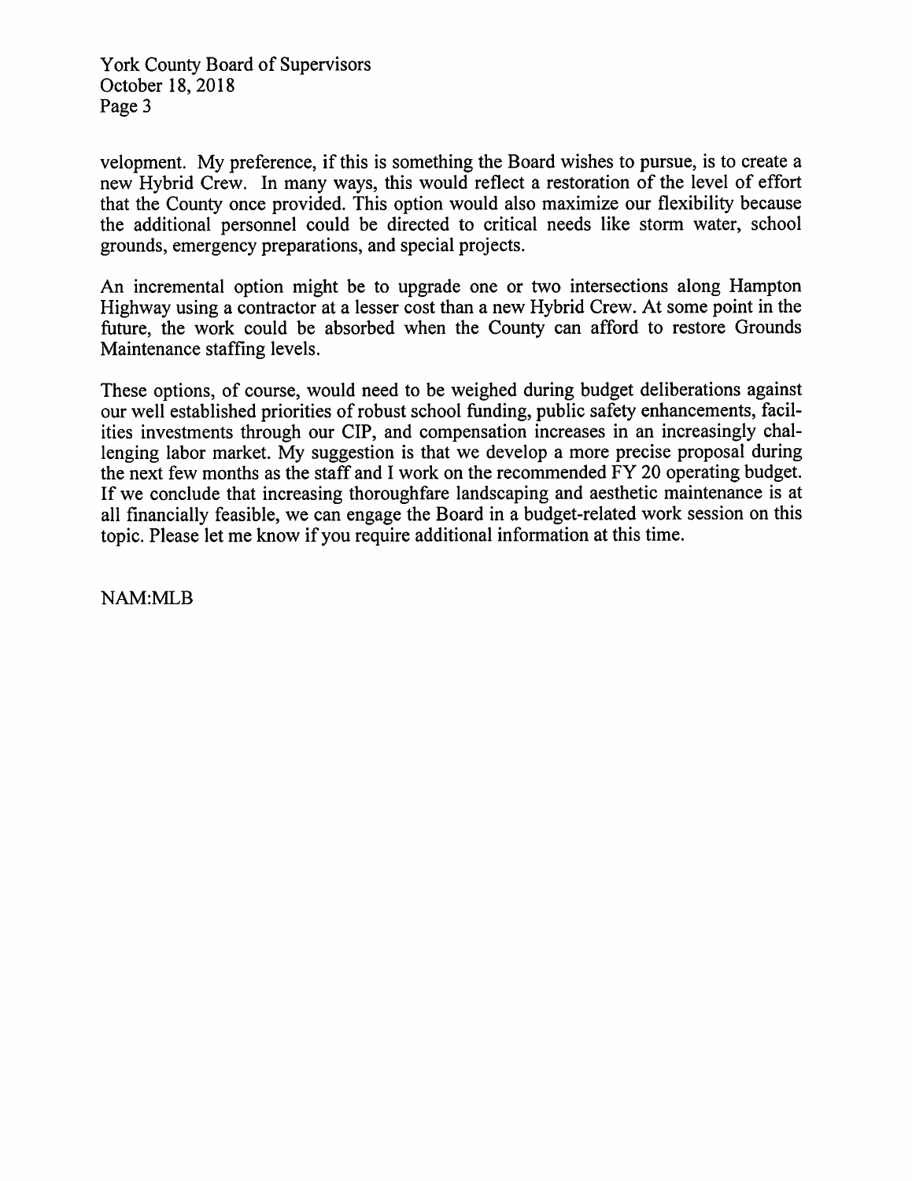velopment. My preference, if this is something the Board wishes to pursue, is to create a new Hybrid Crew. In many ways, this would reflect a restoration of the level of effort that the County once provided. This option would also maximize our flexibility because the additional personnel could be directed to critical needs like storm water, school grounds, emergency preparations, and special projects.

An incremental option might be to upgrade one or two intersections along Hampton Highway using a contractor at a lesser cost than a new Hybrid Crew. At some point in the future, the work could be absorbed when the County can afford to restore Grounds Maintenance staffing levels.

These options, of course, would need to be weighed during budget deliberations against our well established priorities of robust school funding, public safety enhancements, facilities investments through our CIP, and compensation increases in an increasingly challenging labor market. My suggestion is that we develop a more precise proposal during the next few months as the staff and I work on the recommended FY 20 operating budget. If we conclude that increasing thoroughfare landscaping and aesthetic maintenance is at all financially feasible, we can engage the Board in a budget-related work session on this topic. Please let me know if you require additional information at this time.

NAM:MLB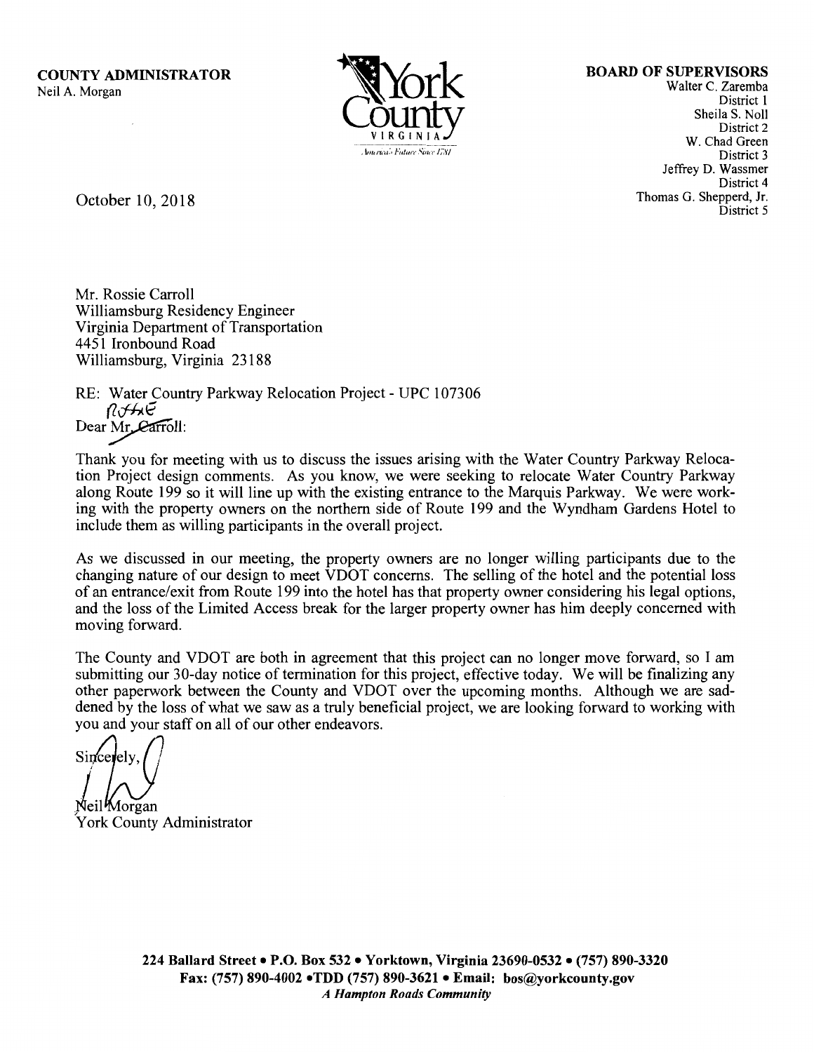**COUNTY ADMINISTRATOR**
Neil A. Morgan

York County
VIRGINIA
America's Future Since 1781

**BOARD OF SUPERVISORS**
Walter C. Zaremba
District 1
Sheila S. Noll
District 2
W. Chad Green
District 3
Jeffrey D. Wassmer
District 4
Thomas G. Shepperd, Jr.
District 5

October 10, 2018

Mr. Rossie Carroll
Williamsburg Residency Engineer
Virginia Department of Transportation
4451 Ironbound Road
Williamsburg, Virginia 23188

RE: Water Country Parkway Relocation Project - UPC 107306

Dear ~~Mr. Carroll~~ Rossie:

Thank you for meeting with us to discuss the issues arising with the Water Country Parkway Relocation Project design comments. As you know, we were seeking to relocate Water Country Parkway along Route 199 so it will line up with the existing entrance to the Marquis Parkway. We were working with the property owners on the northern side of Route 199 and the Wyndham Gardens Hotel to include them as willing participants in the overall project.

As we discussed in our meeting, the property owners are no longer willing participants due to the changing nature of our design to meet VDOT concerns. The selling of the hotel and the potential loss of an entrance/exit from Route 199 into the hotel has that property owner considering his legal options, and the loss of the Limited Access break for the larger property owner has him deeply concerned with moving forward.

The County and VDOT are both in agreement that this project can no longer move forward, so I am submitting our 30-day notice of termination for this project, effective today. We will be finalizing any other paperwork between the County and VDOT over the upcoming months. Although we are saddened by the loss of what we saw as a truly beneficial project, we are looking forward to working with you and your staff on all of our other endeavors.

Sincerely,

Neil Morgan
York County Administrator

**224 Ballard Street • P.O. Box 532 • Yorktown, Virginia 23690-0532 • (757) 890-3320**
**Fax: (757) 890-4002 •TDD (757) 890-3621 • Email: bos@yorkcounty.gov**
***A Hampton Roads Community***